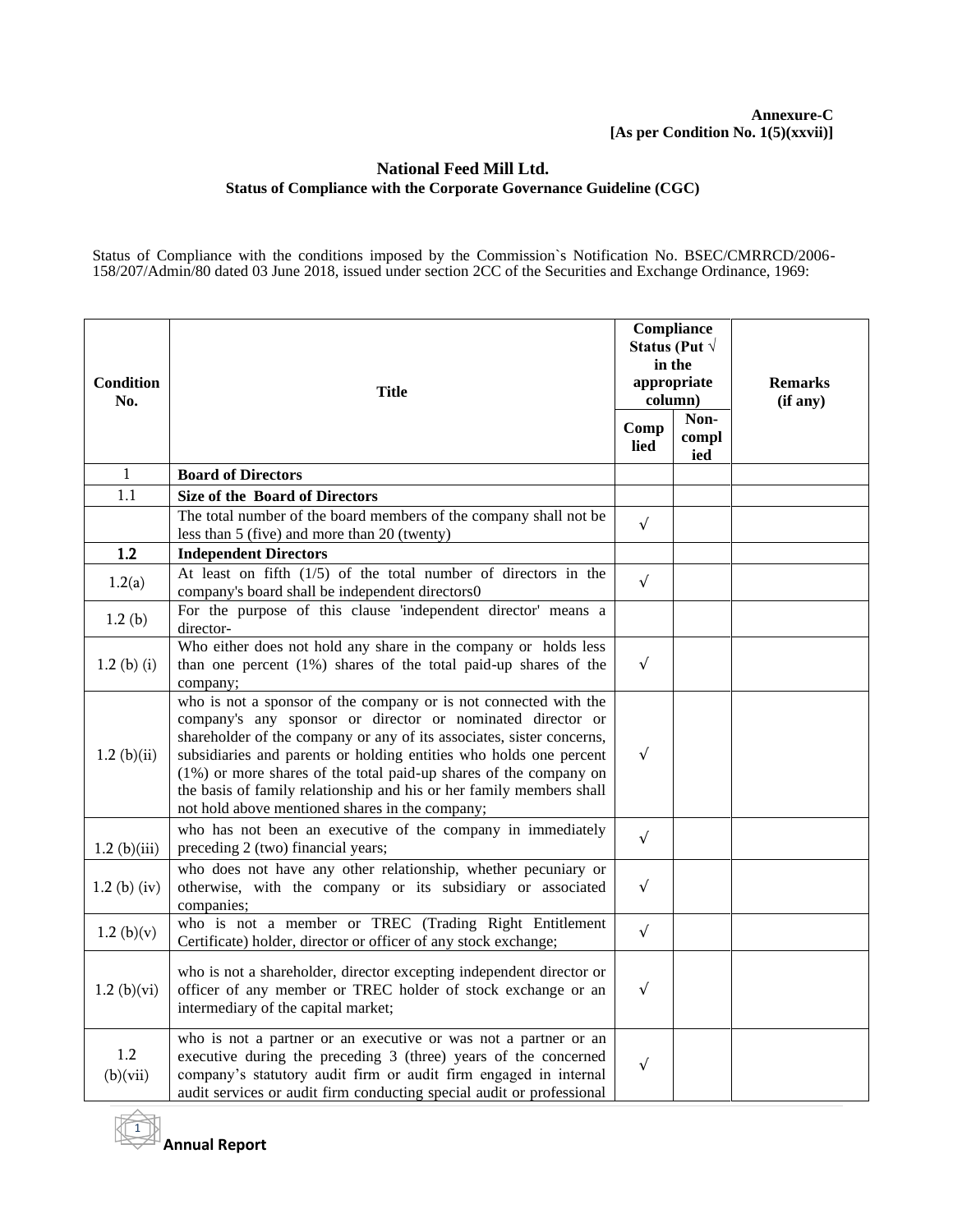**Annexure-C**
**[As per Condition No. 1(5)(xxvii)]**

## National Feed Mill Ltd.

### Status of Compliance with the Corporate Governance Guideline (CGC)

Status of Compliance with the conditions imposed by the Commission`s Notification No. BSEC/CMRRCD/2006-158/207/Admin/80 dated 03 June 2018, issued under section 2CC of the Securities and Exchange Ordinance, 1969:

| Condition No. | Title | Compliance Status (Put √ in the appropriate column) | | Remarks (if any) |
|---|---|---|---|---|
| | | Complied | Non-complied | |
| 1 | **Board of Directors** | | | |
| 1.1 | **Size of the Board of Directors** | | | |
| | The total number of the board members of the company shall not be less than 5 (five) and more than 20 (twenty) | √ | | |
| 1.2 | **Independent Directors** | | | |
| 1.2(a) | At least on fifth (1/5) of the total number of directors in the company's board shall be independent directors0 | √ | | |
| 1.2 (b) | For the purpose of this clause 'independent director' means a director- | | | |
| 1.2 (b) (i) | Who either does not hold any share in the company or holds less than one percent (1%) shares of the total paid-up shares of the company; | √ | | |
| 1.2 (b)(ii) | who is not a sponsor of the company or is not connected with the company's any sponsor or director or nominated director or shareholder of the company or any of its associates, sister concerns, subsidiaries and parents or holding entities who holds one percent (1%) or more shares of the total paid-up shares of the company on the basis of family relationship and his or her family members shall not hold above mentioned shares in the company; | √ | | |
| 1.2 (b)(iii) | who has not been an executive of the company in immediately preceding 2 (two) financial years; | √ | | |
| 1.2 (b) (iv) | who does not have any other relationship, whether pecuniary or otherwise, with the company or its subsidiary or associated companies; | √ | | |
| 1.2 (b)(v) | who is not a member or TREC (Trading Right Entitlement Certificate) holder, director or officer of any stock exchange; | √ | | |
| 1.2 (b)(vi) | who is not a shareholder, director excepting independent director or officer of any member or TREC holder of stock exchange or an intermediary of the capital market; | √ | | |
| 1.2 (b)(vii) | who is not a partner or an executive or was not a partner or an executive during the preceding 3 (three) years of the concerned company's statutory audit firm or audit firm engaged in internal audit services or audit firm conducting special audit or professional | √ | | |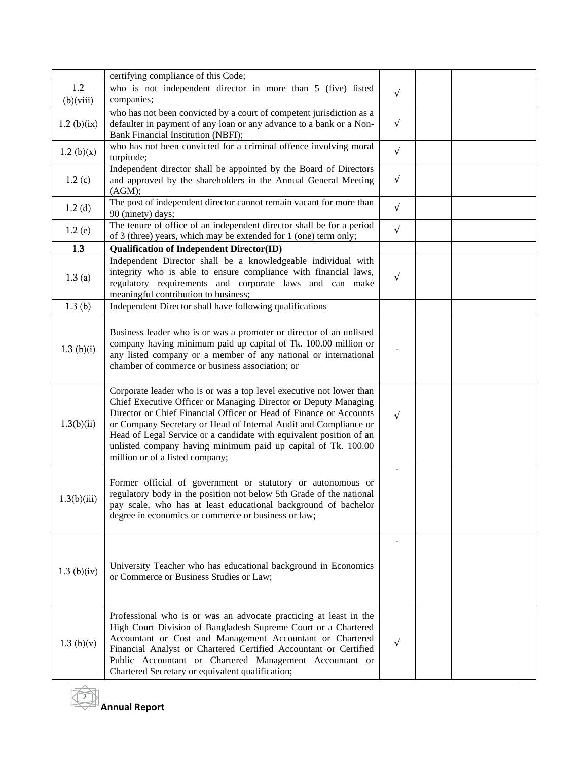| | | | | |
|---|---|---|---|---|
| | certifying compliance of this Code; | | | |
| 1.2 (b)(viii) | who is not independent director in more than 5 (five) listed companies; | √ | | |
| 1.2 (b)(ix) | who has not been convicted by a court of competent jurisdiction as a defaulter in payment of any loan or any advance to a bank or a Non-Bank Financial Institution (NBFI); | √ | | |
| 1.2 (b)(x) | who has not been convicted for a criminal offence involving moral turpitude; | √ | | |
| 1.2 (c) | Independent director shall be appointed by the Board of Directors and approved by the shareholders in the Annual General Meeting (AGM); | √ | | |
| 1.2 (d) | The post of independent director cannot remain vacant for more than 90 (ninety) days; | √ | | |
| 1.2 (e) | The tenure of office of an independent director shall be for a period of 3 (three) years, which may be extended for 1 (one) term only; | √ | | |
| **1.3** | **Qualification of Independent Director(ID)** | | | |
| 1.3 (a) | Independent Director shall be a knowledgeable individual with integrity who is able to ensure compliance with financial laws, regulatory requirements and corporate laws and can make meaningful contribution to business; | √ | | |
| 1.3 (b) | Independent Director shall have following qualifications | | | |
| 1.3 (b)(i) | Business leader who is or was a promoter or director of an unlisted company having minimum paid up capital of Tk. 100.00 million or any listed company or a member of any national or international chamber of commerce or business association; or | - | | |
| 1.3(b)(ii) | Corporate leader who is or was a top level executive not lower than Chief Executive Officer or Managing Director or Deputy Managing Director or Chief Financial Officer or Head of Finance or Accounts or Company Secretary or Head of Internal Audit and Compliance or Head of Legal Service or a candidate with equivalent position of an unlisted company having minimum paid up capital of Tk. 100.00 million or of a listed company; | √ | | |
| 1.3(b)(iii) | Former official of government or statutory or autonomous or regulatory body in the position not below 5th Grade of the national pay scale, who has at least educational background of bachelor degree in economics or commerce or business or law; | - | | |
| 1.3 (b)(iv) | University Teacher who has educational background in Economics or Commerce or Business Studies or Law; | - | | |
| 1.3 (b)(v) | Professional who is or was an advocate practicing at least in the High Court Division of Bangladesh Supreme Court or a Chartered Accountant or Cost and Management Accountant or Chartered Financial Analyst or Chartered Certified Accountant or Certified Public Accountant or Chartered Management Accountant or Chartered Secretary or equivalent qualification; | √ | | |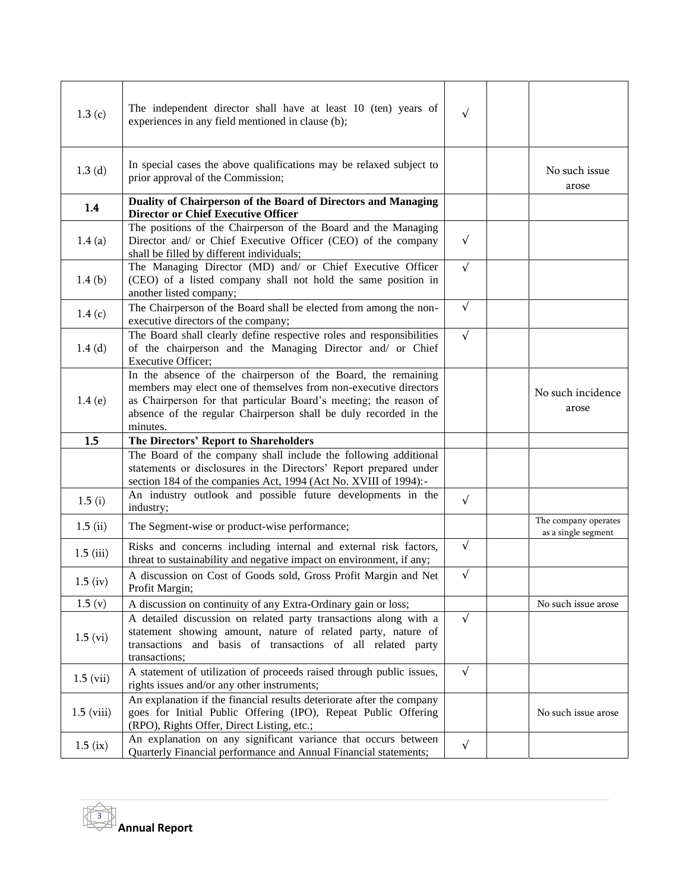| | | | | |
|---|---|---|---|---|
| 1.3 (c) | The independent director shall have at least 10 (ten) years of experiences in any field mentioned in clause (b); | √ | | |
| 1.3 (d) | In special cases the above qualifications may be relaxed subject to prior approval of the Commission; | | | No such issue arose |
| **1.4** | **Duality of Chairperson of the Board of Directors and Managing Director or Chief Executive Officer** | | | |
| 1.4 (a) | The positions of the Chairperson of the Board and the Managing Director and/ or Chief Executive Officer (CEO) of the company shall be filled by different individuals; | √ | | |
| 1.4 (b) | The Managing Director (MD) and/ or Chief Executive Officer (CEO) of a listed company shall not hold the same position in another listed company; | √ | | |
| 1.4 (c) | The Chairperson of the Board shall be elected from among the non-executive directors of the company; | √ | | |
| 1.4 (d) | The Board shall clearly define respective roles and responsibilities of the chairperson and the Managing Director and/ or Chief Executive Officer; | √ | | |
| 1.4 (e) | In the absence of the chairperson of the Board, the remaining members may elect one of themselves from non-executive directors as Chairperson for that particular Board's meeting; the reason of absence of the regular Chairperson shall be duly recorded in the minutes. | | | No such incidence arose |
| **1.5** | **The Directors' Report to Shareholders** | | | |
| | The Board of the company shall include the following additional statements or disclosures in the Directors' Report prepared under section 184 of the companies Act, 1994 (Act No. XVIII of 1994):- | | | |
| 1.5 (i) | An industry outlook and possible future developments in the industry; | √ | | |
| 1.5 (ii) | The Segment-wise or product-wise performance; | | | The company operates as a single segment |
| 1.5 (iii) | Risks and concerns including internal and external risk factors, threat to sustainability and negative impact on environment, if any; | √ | | |
| 1.5 (iv) | A discussion on Cost of Goods sold, Gross Profit Margin and Net Profit Margin; | √ | | |
| 1.5 (v) | A discussion on continuity of any Extra-Ordinary gain or loss; | | | No such issue arose |
| 1.5 (vi) | A detailed discussion on related party transactions along with a statement showing amount, nature of related party, nature of transactions and basis of transactions of all related party transactions; | √ | | |
| 1.5 (vii) | A statement of utilization of proceeds raised through public issues, rights issues and/or any other instruments; | √ | | |
| 1.5 (viii) | An explanation if the financial results deteriorate after the company goes for Initial Public Offering (IPO), Repeat Public Offering (RPO), Rights Offer, Direct Listing, etc.; | | | No such issue arose |
| 1.5 (ix) | An explanation on any significant variance that occurs between Quarterly Financial performance and Annual Financial statements; | √ | | |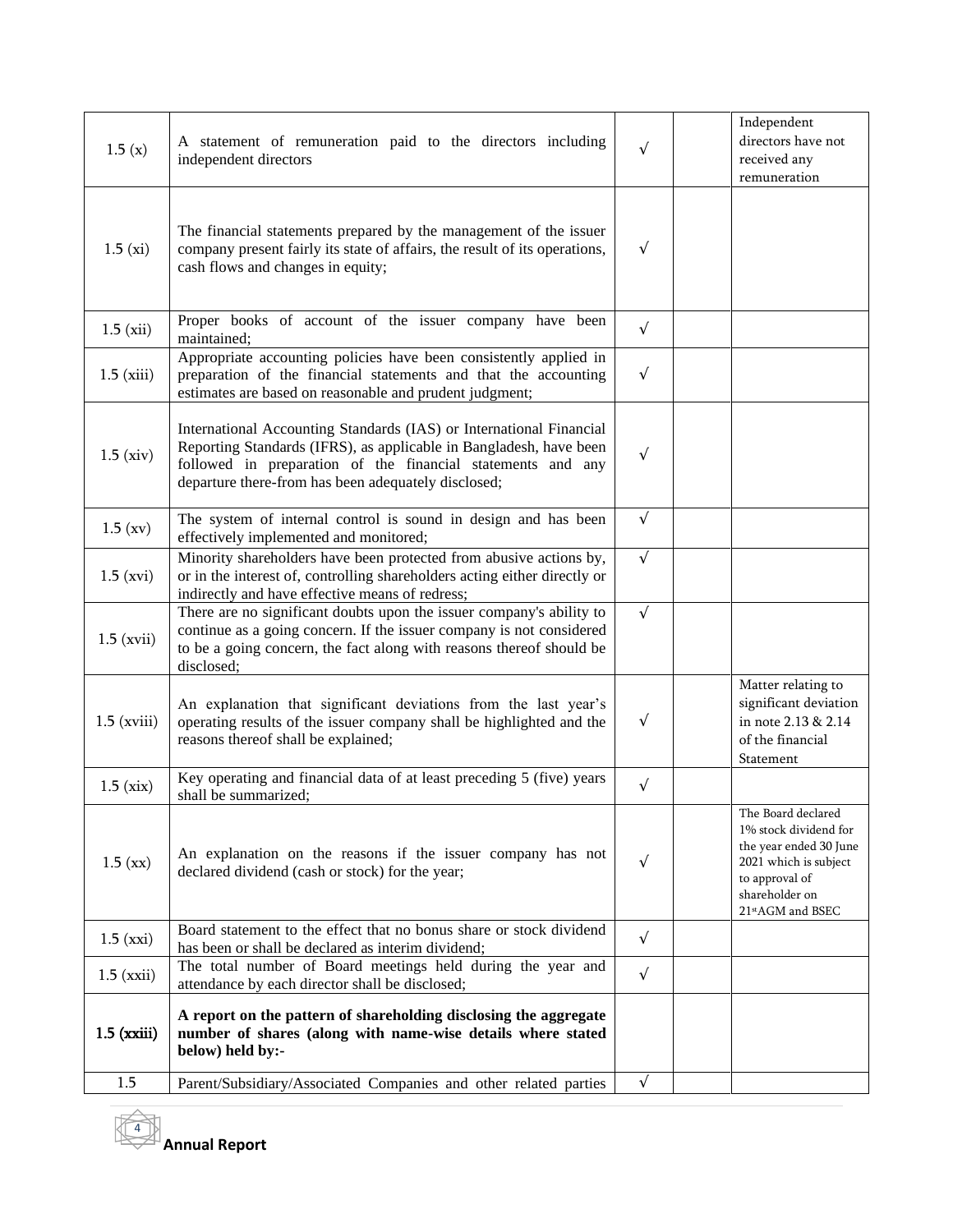| 1.5 (x) | A statement of remuneration paid to the directors including independent directors | √ | | Independent directors have not received any remuneration |
|---|---|---|---|---|
| 1.5 (xi) | The financial statements prepared by the management of the issuer company present fairly its state of affairs, the result of its operations, cash flows and changes in equity; | √ | | |
| 1.5 (xii) | Proper books of account of the issuer company have been maintained; | √ | | |
| 1.5 (xiii) | Appropriate accounting policies have been consistently applied in preparation of the financial statements and that the accounting estimates are based on reasonable and prudent judgment; | √ | | |
| 1.5 (xiv) | International Accounting Standards (IAS) or International Financial Reporting Standards (IFRS), as applicable in Bangladesh, have been followed in preparation of the financial statements and any departure there-from has been adequately disclosed; | √ | | |
| 1.5 (xv) | The system of internal control is sound in design and has been effectively implemented and monitored; | √ | | |
| 1.5 (xvi) | Minority shareholders have been protected from abusive actions by, or in the interest of, controlling shareholders acting either directly or indirectly and have effective means of redress; | √ | | |
| 1.5 (xvii) | There are no significant doubts upon the issuer company's ability to continue as a going concern. If the issuer company is not considered to be a going concern, the fact along with reasons thereof should be disclosed; | √ | | |
| 1.5 (xviii) | An explanation that significant deviations from the last year's operating results of the issuer company shall be highlighted and the reasons thereof shall be explained; | √ | | Matter relating to significant deviation in note 2.13 & 2.14 of the financial Statement |
| 1.5 (xix) | Key operating and financial data of at least preceding 5 (five) years shall be summarized; | √ | | |
| 1.5 (xx) | An explanation on the reasons if the issuer company has not declared dividend (cash or stock) for the year; | √ | | The Board declared 1% stock dividend for the year ended 30 June 2021 which is subject to approval of shareholder on 21st AGM and BSEC |
| 1.5 (xxi) | Board statement to the effect that no bonus share or stock dividend has been or shall be declared as interim dividend; | √ | | |
| 1.5 (xxii) | The total number of Board meetings held during the year and attendance by each director shall be disclosed; | √ | | |
| **1.5 (xxiii)** | **A report on the pattern of shareholding disclosing the aggregate number of shares (along with name-wise details where stated below) held by:-** | | | |
| 1.5 | Parent/Subsidiary/Associated Companies and other related parties | √ | | |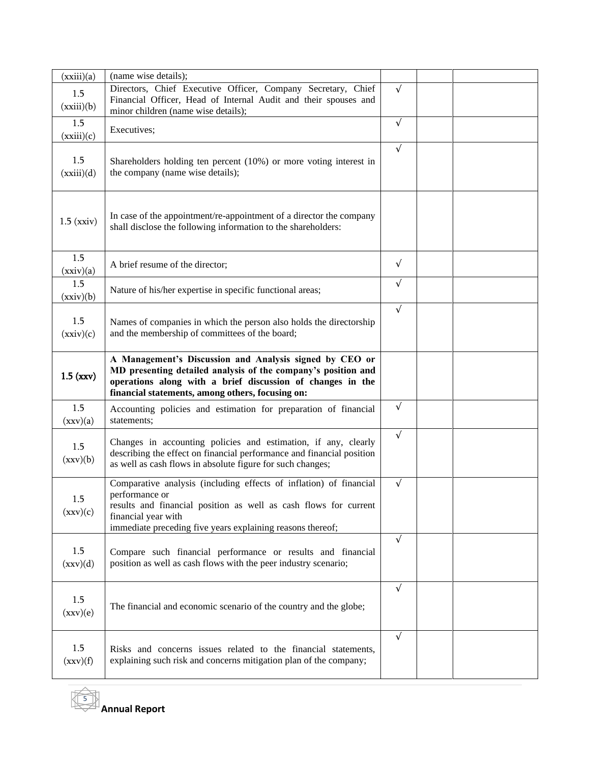| | | | | |
|---|---|---|---|---|
| (xxiii)(a) | (name wise details); | | | |
| 1.5 (xxiii)(b) | Directors, Chief Executive Officer, Company Secretary, Chief Financial Officer, Head of Internal Audit and their spouses and minor children (name wise details); | √ | | |
| 1.5 (xxiii)(c) | Executives; | √ | | |
| 1.5 (xxiii)(d) | Shareholders holding ten percent (10%) or more voting interest in the company (name wise details); | √ | | |
| 1.5 (xxiv) | In case of the appointment/re-appointment of a director the company shall disclose the following information to the shareholders: | | | |
| 1.5 (xxiv)(a) | A brief resume of the director; | √ | | |
| 1.5 (xxiv)(b) | Nature of his/her expertise in specific functional areas; | √ | | |
| 1.5 (xxiv)(c) | Names of companies in which the person also holds the directorship and the membership of committees of the board; | √ | | |
| **1.5 (xxv)** | **A Management's Discussion and Analysis signed by CEO or MD presenting detailed analysis of the company's position and operations along with a brief discussion of changes in the financial statements, among others, focusing on:** | | | |
| 1.5 (xxv)(a) | Accounting policies and estimation for preparation of financial statements; | √ | | |
| 1.5 (xxv)(b) | Changes in accounting policies and estimation, if any, clearly describing the effect on financial performance and financial position as well as cash flows in absolute figure for such changes; | √ | | |
| 1.5 (xxv)(c) | Comparative analysis (including effects of inflation) of financial performance or results and financial position as well as cash flows for current financial year with immediate preceding five years explaining reasons thereof; | √ | | |
| 1.5 (xxv)(d) | Compare such financial performance or results and financial position as well as cash flows with the peer industry scenario; | √ | | |
| 1.5 (xxv)(e) | The financial and economic scenario of the country and the globe; | √ | | |
| 1.5 (xxv)(f) | Risks and concerns issues related to the financial statements, explaining such risk and concerns mitigation plan of the company; | √ | | |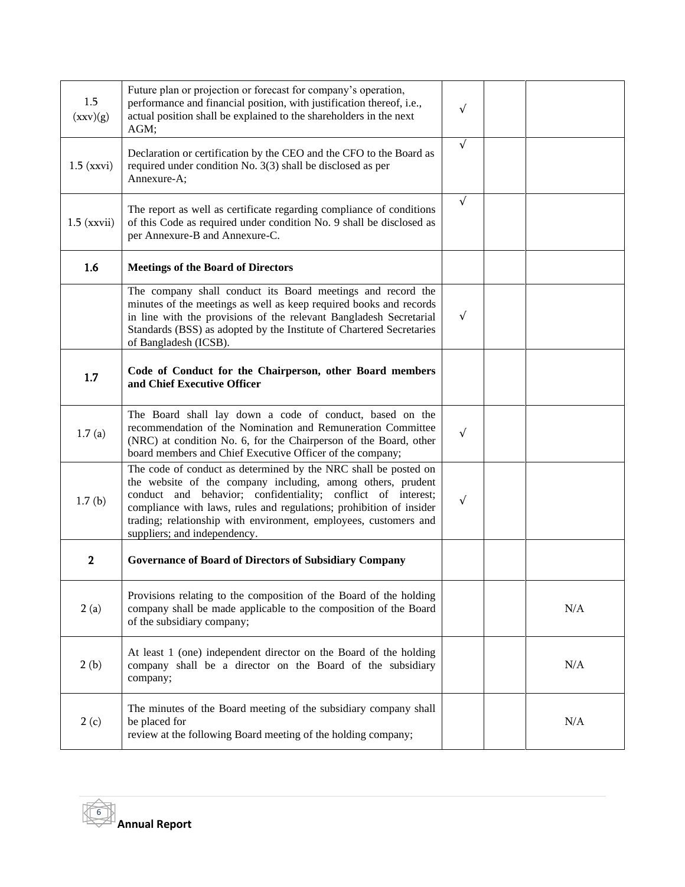| | | | | |
|---|---|---|---|---|
| 1.5 (xxv)(g) | Future plan or projection or forecast for company's operation, performance and financial position, with justification thereof, i.e., actual position shall be explained to the shareholders in the next AGM; | √ | | |
| 1.5 (xxvi) | Declaration or certification by the CEO and the CFO to the Board as required under condition No. 3(3) shall be disclosed as per Annexure-A; | √ | | |
| 1.5 (xxvii) | The report as well as certificate regarding compliance of conditions of this Code as required under condition No. 9 shall be disclosed as per Annexure-B and Annexure-C. | √ | | |
| **1.6** | **Meetings of the Board of Directors** | | | |
| | The company shall conduct its Board meetings and record the minutes of the meetings as well as keep required books and records in line with the provisions of the relevant Bangladesh Secretarial Standards (BSS) as adopted by the Institute of Chartered Secretaries of Bangladesh (ICSB). | √ | | |
| **1.7** | **Code of Conduct for the Chairperson, other Board members and Chief Executive Officer** | | | |
| 1.7 (a) | The Board shall lay down a code of conduct, based on the recommendation of the Nomination and Remuneration Committee (NRC) at condition No. 6, for the Chairperson of the Board, other board members and Chief Executive Officer of the company; | √ | | |
| 1.7 (b) | The code of conduct as determined by the NRC shall be posted on the website of the company including, among others, prudent conduct and behavior; confidentiality; conflict of interest; compliance with laws, rules and regulations; prohibition of insider trading; relationship with environment, employees, customers and suppliers; and independency. | √ | | |
| **2** | **Governance of Board of Directors of Subsidiary Company** | | | |
| 2 (a) | Provisions relating to the composition of the Board of the holding company shall be made applicable to the composition of the Board of the subsidiary company; | | | N/A |
| 2 (b) | At least 1 (one) independent director on the Board of the holding company shall be a director on the Board of the subsidiary company; | | | N/A |
| 2 (c) | The minutes of the Board meeting of the subsidiary company shall be placed for review at the following Board meeting of the holding company; | | | N/A |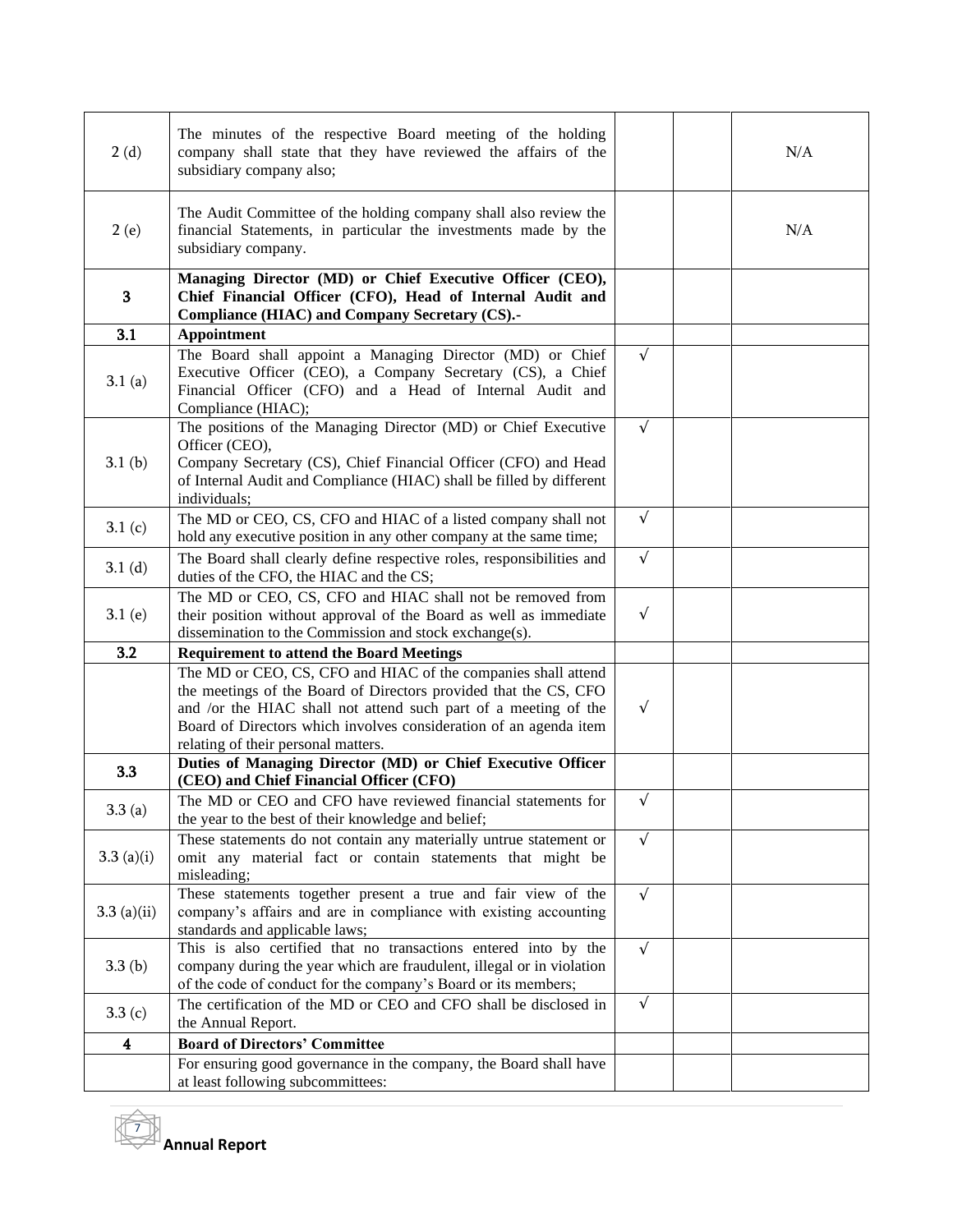| | | | | |
|---|---|---|---|---|
| 2 (d) | The minutes of the respective Board meeting of the holding company shall state that they have reviewed the affairs of the subsidiary company also; | | | N/A |
| 2 (e) | The Audit Committee of the holding company shall also review the financial Statements, in particular the investments made by the subsidiary company. | | | N/A |
| **3** | **Managing Director (MD) or Chief Executive Officer (CEO), Chief Financial Officer (CFO), Head of Internal Audit and Compliance (HIAC) and Company Secretary (CS).-** | | | |
| **3.1** | **Appointment** | | | |
| 3.1 (a) | The Board shall appoint a Managing Director (MD) or Chief Executive Officer (CEO), a Company Secretary (CS), a Chief Financial Officer (CFO) and a Head of Internal Audit and Compliance (HIAC); | √ | | |
| 3.1 (b) | The positions of the Managing Director (MD) or Chief Executive Officer (CEO), Company Secretary (CS), Chief Financial Officer (CFO) and Head of Internal Audit and Compliance (HIAC) shall be filled by different individuals; | √ | | |
| 3.1 (c) | The MD or CEO, CS, CFO and HIAC of a listed company shall not hold any executive position in any other company at the same time; | √ | | |
| 3.1 (d) | The Board shall clearly define respective roles, responsibilities and duties of the CFO, the HIAC and the CS; | √ | | |
| 3.1 (e) | The MD or CEO, CS, CFO and HIAC shall not be removed from their position without approval of the Board as well as immediate dissemination to the Commission and stock exchange(s). | √ | | |
| **3.2** | **Requirement to attend the Board Meetings** | | | |
| | The MD or CEO, CS, CFO and HIAC of the companies shall attend the meetings of the Board of Directors provided that the CS, CFO and /or the HIAC shall not attend such part of a meeting of the Board of Directors which involves consideration of an agenda item relating of their personal matters. | √ | | |
| **3.3** | **Duties of Managing Director (MD) or Chief Executive Officer (CEO) and Chief Financial Officer (CFO)** | | | |
| 3.3 (a) | The MD or CEO and CFO have reviewed financial statements for the year to the best of their knowledge and belief; | √ | | |
| 3.3 (a)(i) | These statements do not contain any materially untrue statement or omit any material fact or contain statements that might be misleading; | √ | | |
| 3.3 (a)(ii) | These statements together present a true and fair view of the company's affairs and are in compliance with existing accounting standards and applicable laws; | √ | | |
| 3.3 (b) | This is also certified that no transactions entered into by the company during the year which are fraudulent, illegal or in violation of the code of conduct for the company's Board or its members; | √ | | |
| 3.3 (c) | The certification of the MD or CEO and CFO shall be disclosed in the Annual Report. | √ | | |
| **4** | **Board of Directors' Committee** | | | |
| | For ensuring good governance in the company, the Board shall have at least following subcommittees: | | | |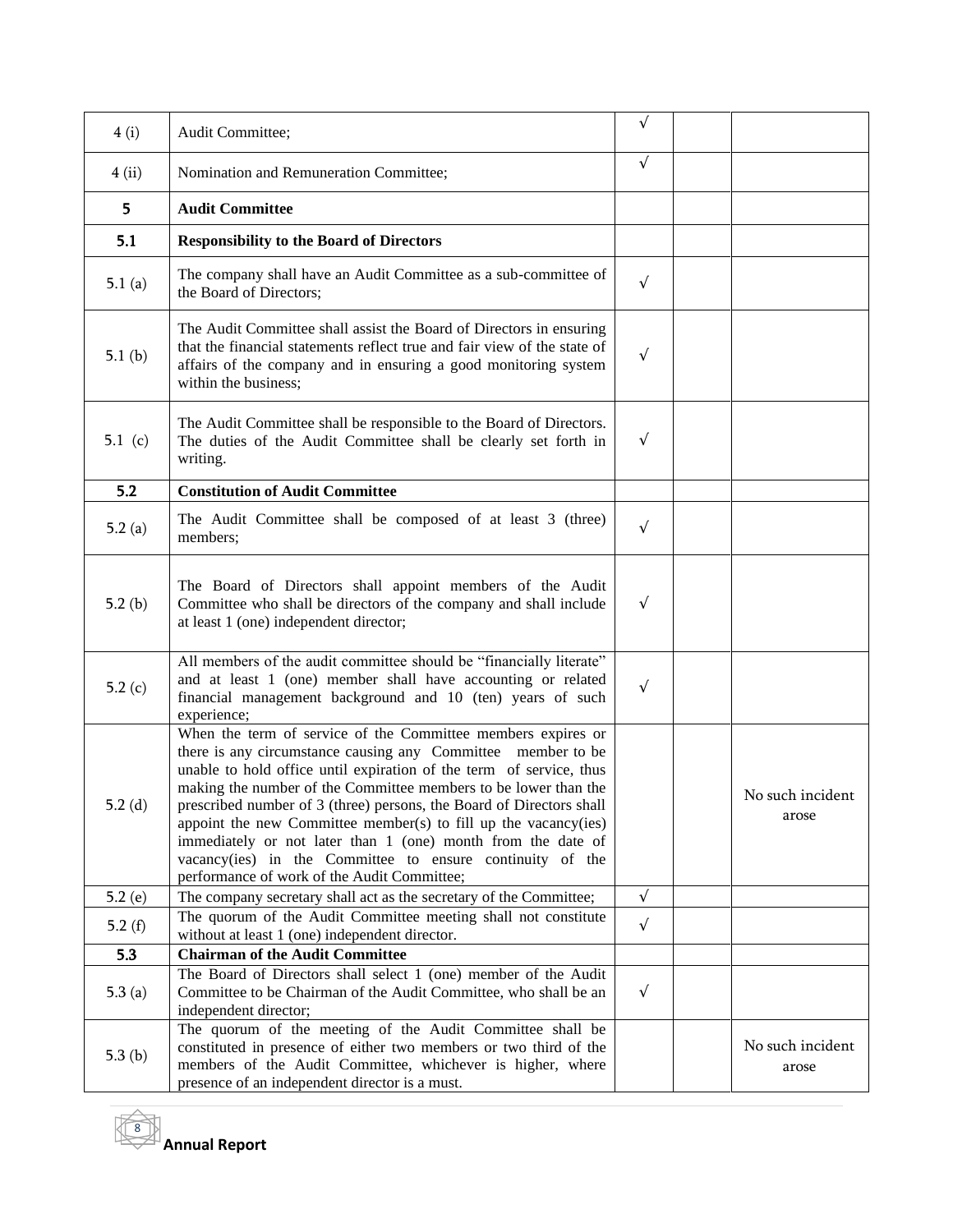| | | | | |
|---|---|---|---|---|
| 4 (i) | Audit Committee; | √ | | |
| 4 (ii) | Nomination and Remuneration Committee; | √ | | |
| **5** | **Audit Committee** | | | |
| **5.1** | **Responsibility to the Board of Directors** | | | |
| 5.1 (a) | The company shall have an Audit Committee as a sub-committee of the Board of Directors; | √ | | |
| 5.1 (b) | The Audit Committee shall assist the Board of Directors in ensuring that the financial statements reflect true and fair view of the state of affairs of the company and in ensuring a good monitoring system within the business; | √ | | |
| 5.1 (c) | The Audit Committee shall be responsible to the Board of Directors. The duties of the Audit Committee shall be clearly set forth in writing. | √ | | |
| **5.2** | **Constitution of Audit Committee** | | | |
| 5.2 (a) | The Audit Committee shall be composed of at least 3 (three) members; | √ | | |
| 5.2 (b) | The Board of Directors shall appoint members of the Audit Committee who shall be directors of the company and shall include at least 1 (one) independent director; | √ | | |
| 5.2 (c) | All members of the audit committee should be "financially literate" and at least 1 (one) member shall have accounting or related financial management background and 10 (ten) years of such experience; | √ | | |
| 5.2 (d) | When the term of service of the Committee members expires or there is any circumstance causing any Committee member to be unable to hold office until expiration of the term of service, thus making the number of the Committee members to be lower than the prescribed number of 3 (three) persons, the Board of Directors shall appoint the new Committee member(s) to fill up the vacancy(ies) immediately or not later than 1 (one) month from the date of vacancy(ies) in the Committee to ensure continuity of the performance of work of the Audit Committee; | | | No such incident arose |
| 5.2 (e) | The company secretary shall act as the secretary of the Committee; | √ | | |
| 5.2 (f) | The quorum of the Audit Committee meeting shall not constitute without at least 1 (one) independent director. | √ | | |
| **5.3** | **Chairman of the Audit Committee** | | | |
| 5.3 (a) | The Board of Directors shall select 1 (one) member of the Audit Committee to be Chairman of the Audit Committee, who shall be an independent director; | √ | | |
| 5.3 (b) | The quorum of the meeting of the Audit Committee shall be constituted in presence of either two members or two third of the members of the Audit Committee, whichever is higher, where presence of an independent director is a must. | | | No such incident arose |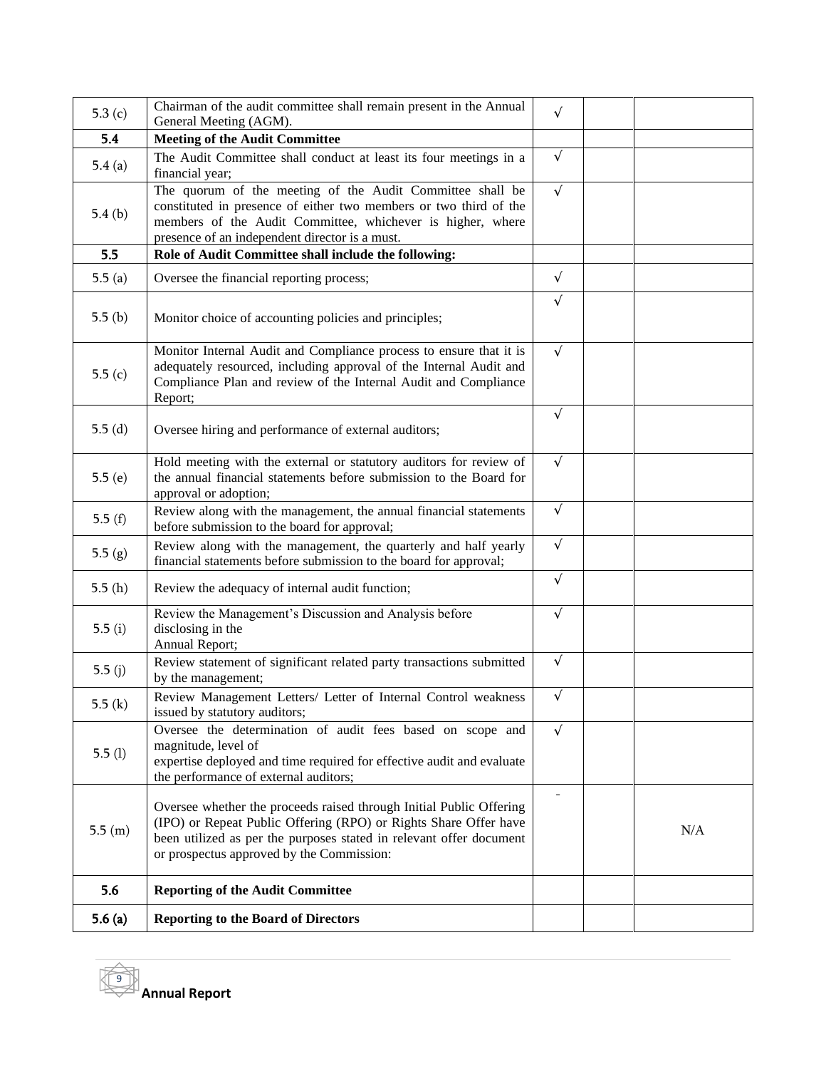| | | | | |
|---|---|---|---|---|
| 5.3 (c) | Chairman of the audit committee shall remain present in the Annual General Meeting (AGM). | √ | | |
| **5.4** | **Meeting of the Audit Committee** | | | |
| 5.4 (a) | The Audit Committee shall conduct at least its four meetings in a financial year; | √ | | |
| 5.4 (b) | The quorum of the meeting of the Audit Committee shall be constituted in presence of either two members or two third of the members of the Audit Committee, whichever is higher, where presence of an independent director is a must. | √ | | |
| **5.5** | **Role of Audit Committee shall include the following:** | | | |
| 5.5 (a) | Oversee the financial reporting process; | √ | | |
| 5.5 (b) | Monitor choice of accounting policies and principles; | √ | | |
| 5.5 (c) | Monitor Internal Audit and Compliance process to ensure that it is adequately resourced, including approval of the Internal Audit and Compliance Plan and review of the Internal Audit and Compliance Report; | √ | | |
| 5.5 (d) | Oversee hiring and performance of external auditors; | √ | | |
| 5.5 (e) | Hold meeting with the external or statutory auditors for review of the annual financial statements before submission to the Board for approval or adoption; | √ | | |
| 5.5 (f) | Review along with the management, the annual financial statements before submission to the board for approval; | √ | | |
| 5.5 (g) | Review along with the management, the quarterly and half yearly financial statements before submission to the board for approval; | √ | | |
| 5.5 (h) | Review the adequacy of internal audit function; | √ | | |
| 5.5 (i) | Review the Management's Discussion and Analysis before disclosing in the Annual Report; | √ | | |
| 5.5 (j) | Review statement of significant related party transactions submitted by the management; | √ | | |
| 5.5 (k) | Review Management Letters/ Letter of Internal Control weakness issued by statutory auditors; | √ | | |
| 5.5 (l) | Oversee the determination of audit fees based on scope and magnitude, level of expertise deployed and time required for effective audit and evaluate the performance of external auditors; | √ | | |
| 5.5 (m) | Oversee whether the proceeds raised through Initial Public Offering (IPO) or Repeat Public Offering (RPO) or Rights Share Offer have been utilized as per the purposes stated in relevant offer document or prospectus approved by the Commission: | - | | N/A |
| **5.6** | **Reporting of the Audit Committee** | | | |
| **5.6 (a)** | **Reporting to the Board of Directors** | | | |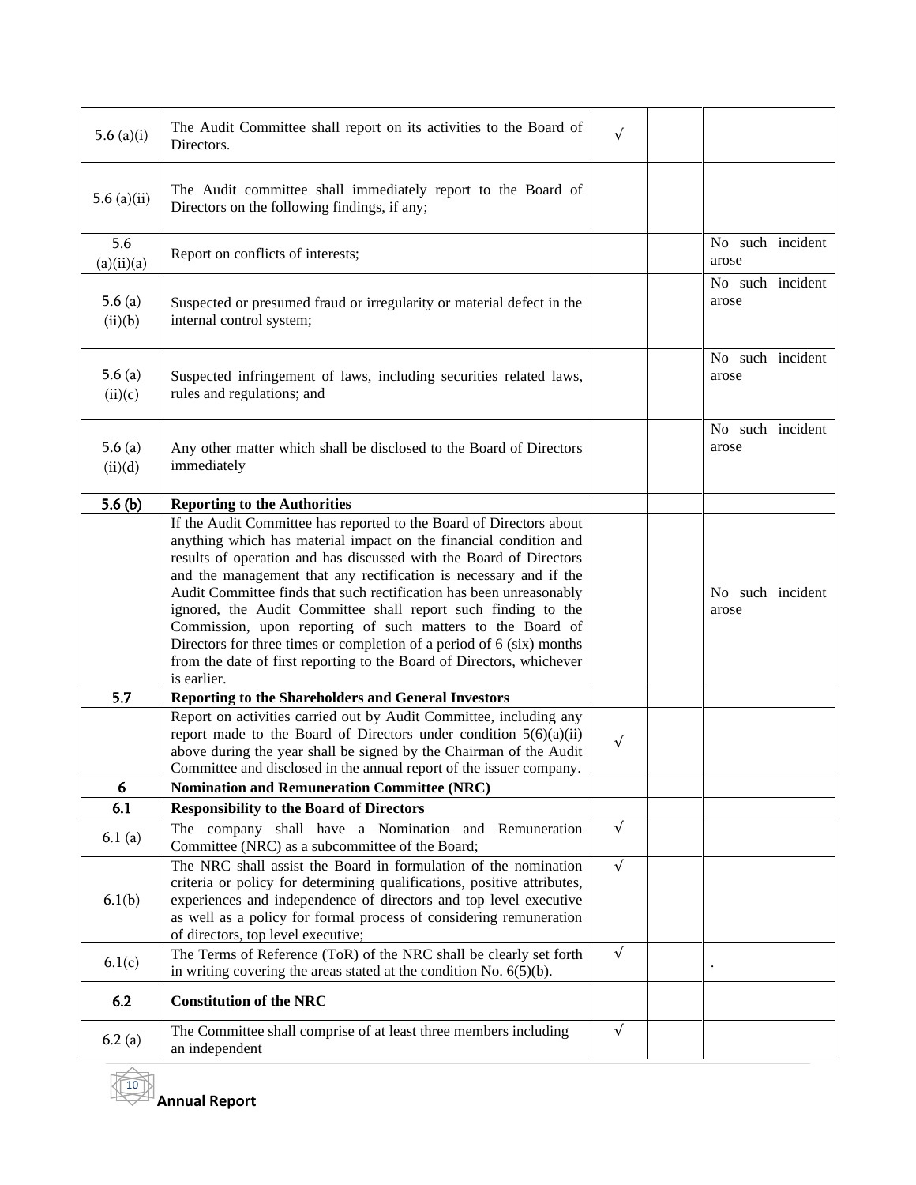| | | | | |
|---|---|---|---|---|
| 5.6 (a)(i) | The Audit Committee shall report on its activities to the Board of Directors. | √ | | |
| 5.6 (a)(ii) | The Audit committee shall immediately report to the Board of Directors on the following findings, if any; | | | |
| 5.6 (a)(ii)(a) | Report on conflicts of interests; | | | No such incident arose |
| 5.6 (a) (ii)(b) | Suspected or presumed fraud or irregularity or material defect in the internal control system; | | | No such incident arose |
| 5.6 (a) (ii)(c) | Suspected infringement of laws, including securities related laws, rules and regulations; and | | | No such incident arose |
| 5.6 (a) (ii)(d) | Any other matter which shall be disclosed to the Board of Directors immediately | | | No such incident arose |
| **5.6 (b)** | **Reporting to the Authorities** | | | |
| | If the Audit Committee has reported to the Board of Directors about anything which has material impact on the financial condition and results of operation and has discussed with the Board of Directors and the management that any rectification is necessary and if the Audit Committee finds that such rectification has been unreasonably ignored, the Audit Committee shall report such finding to the Commission, upon reporting of such matters to the Board of Directors for three times or completion of a period of 6 (six) months from the date of first reporting to the Board of Directors, whichever is earlier. | | | No such incident arose |
| **5.7** | **Reporting to the Shareholders and General Investors** | | | |
| | Report on activities carried out by Audit Committee, including any report made to the Board of Directors under condition 5(6)(a)(ii) above during the year shall be signed by the Chairman of the Audit Committee and disclosed in the annual report of the issuer company. | √ | | |
| **6** | **Nomination and Remuneration Committee (NRC)** | | | |
| **6.1** | **Responsibility to the Board of Directors** | | | |
| 6.1 (a) | The company shall have a Nomination and Remuneration Committee (NRC) as a subcommittee of the Board; | √ | | |
| 6.1(b) | The NRC shall assist the Board in formulation of the nomination criteria or policy for determining qualifications, positive attributes, experiences and independence of directors and top level executive as well as a policy for formal process of considering remuneration of directors, top level executive; | √ | | |
| 6.1(c) | The Terms of Reference (ToR) of the NRC shall be clearly set forth in writing covering the areas stated at the condition No. 6(5)(b). | √ | | . |
| **6.2** | **Constitution of the NRC** | | | |
| 6.2 (a) | The Committee shall comprise of at least three members including an independent | √ | | |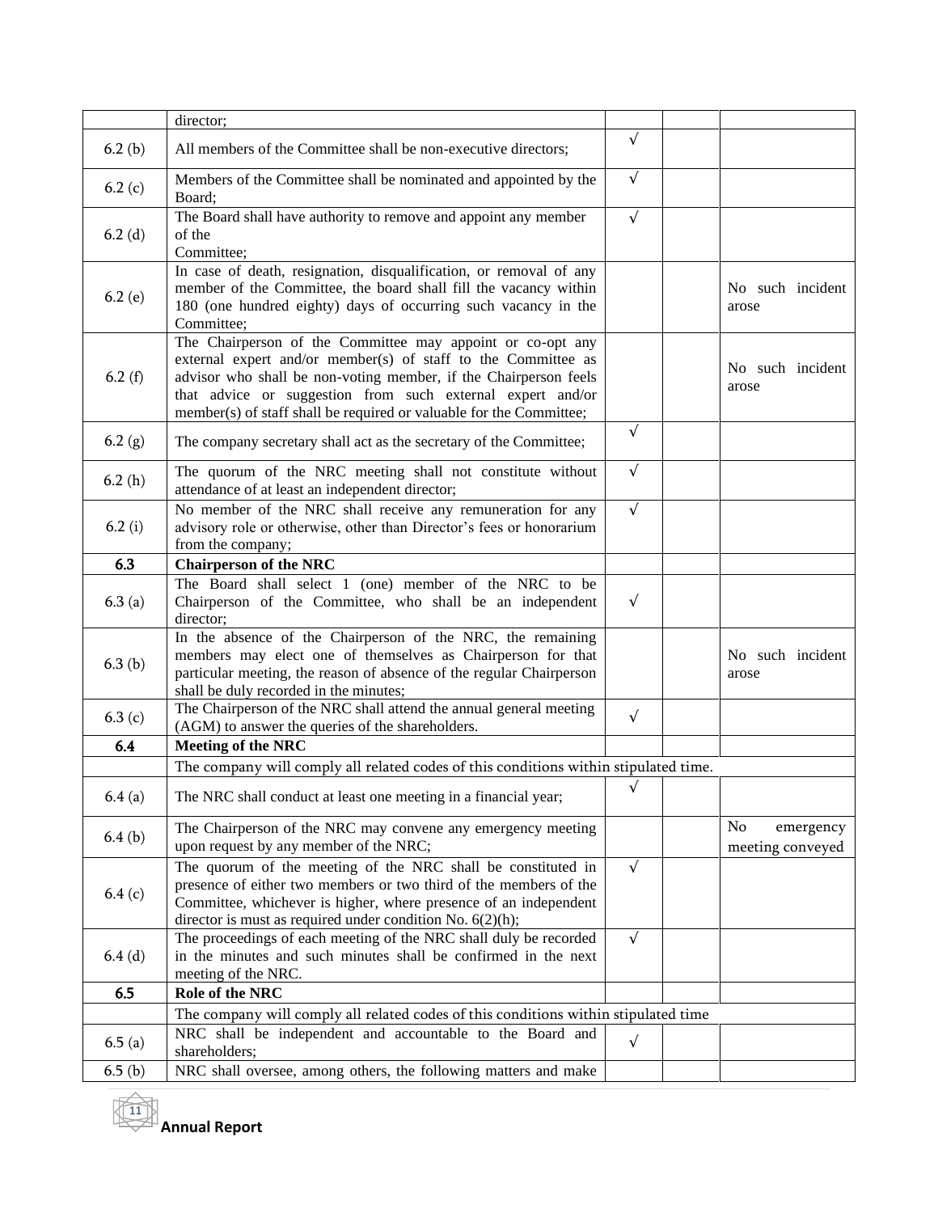| | | | | |
|---|---|---|---|---|
| | director; | | | |
| 6.2 (b) | All members of the Committee shall be non-executive directors; | √ | | |
| 6.2 (c) | Members of the Committee shall be nominated and appointed by the Board; | √ | | |
| 6.2 (d) | The Board shall have authority to remove and appoint any member of the Committee; | √ | | |
| 6.2 (e) | In case of death, resignation, disqualification, or removal of any member of the Committee, the board shall fill the vacancy within 180 (one hundred eighty) days of occurring such vacancy in the Committee; | | | No such incident arose |
| 6.2 (f) | The Chairperson of the Committee may appoint or co-opt any external expert and/or member(s) of staff to the Committee as advisor who shall be non-voting member, if the Chairperson feels that advice or suggestion from such external expert and/or member(s) of staff shall be required or valuable for the Committee; | | | No such incident arose |
| 6.2 (g) | The company secretary shall act as the secretary of the Committee; | √ | | |
| 6.2 (h) | The quorum of the NRC meeting shall not constitute without attendance of at least an independent director; | √ | | |
| 6.2 (i) | No member of the NRC shall receive any remuneration for any advisory role or otherwise, other than Director's fees or honorarium from the company; | √ | | |
| **6.3** | **Chairperson of the NRC** | | | |
| 6.3 (a) | The Board shall select 1 (one) member of the NRC to be Chairperson of the Committee, who shall be an independent director; | √ | | |
| 6.3 (b) | In the absence of the Chairperson of the NRC, the remaining members may elect one of themselves as Chairperson for that particular meeting, the reason of absence of the regular Chairperson shall be duly recorded in the minutes; | | | No such incident arose |
| 6.3 (c) | The Chairperson of the NRC shall attend the annual general meeting (AGM) to answer the queries of the shareholders. | √ | | |
| **6.4** | **Meeting of the NRC** | | | |
| | The company will comply all related codes of this conditions within stipulated time. | | | |
| 6.4 (a) | The NRC shall conduct at least one meeting in a financial year; | √ | | |
| 6.4 (b) | The Chairperson of the NRC may convene any emergency meeting upon request by any member of the NRC; | | | No emergency meeting conveyed |
| 6.4 (c) | The quorum of the meeting of the NRC shall be constituted in presence of either two members or two third of the members of the Committee, whichever is higher, where presence of an independent director is must as required under condition No. 6(2)(h); | √ | | |
| 6.4 (d) | The proceedings of each meeting of the NRC shall duly be recorded in the minutes and such minutes shall be confirmed in the next meeting of the NRC. | √ | | |
| **6.5** | **Role of the NRC** | | | |
| | The company will comply all related codes of this conditions within stipulated time | | | |
| 6.5 (a) | NRC shall be independent and accountable to the Board and shareholders; | √ | | |
| 6.5 (b) | NRC shall oversee, among others, the following matters and make | | | |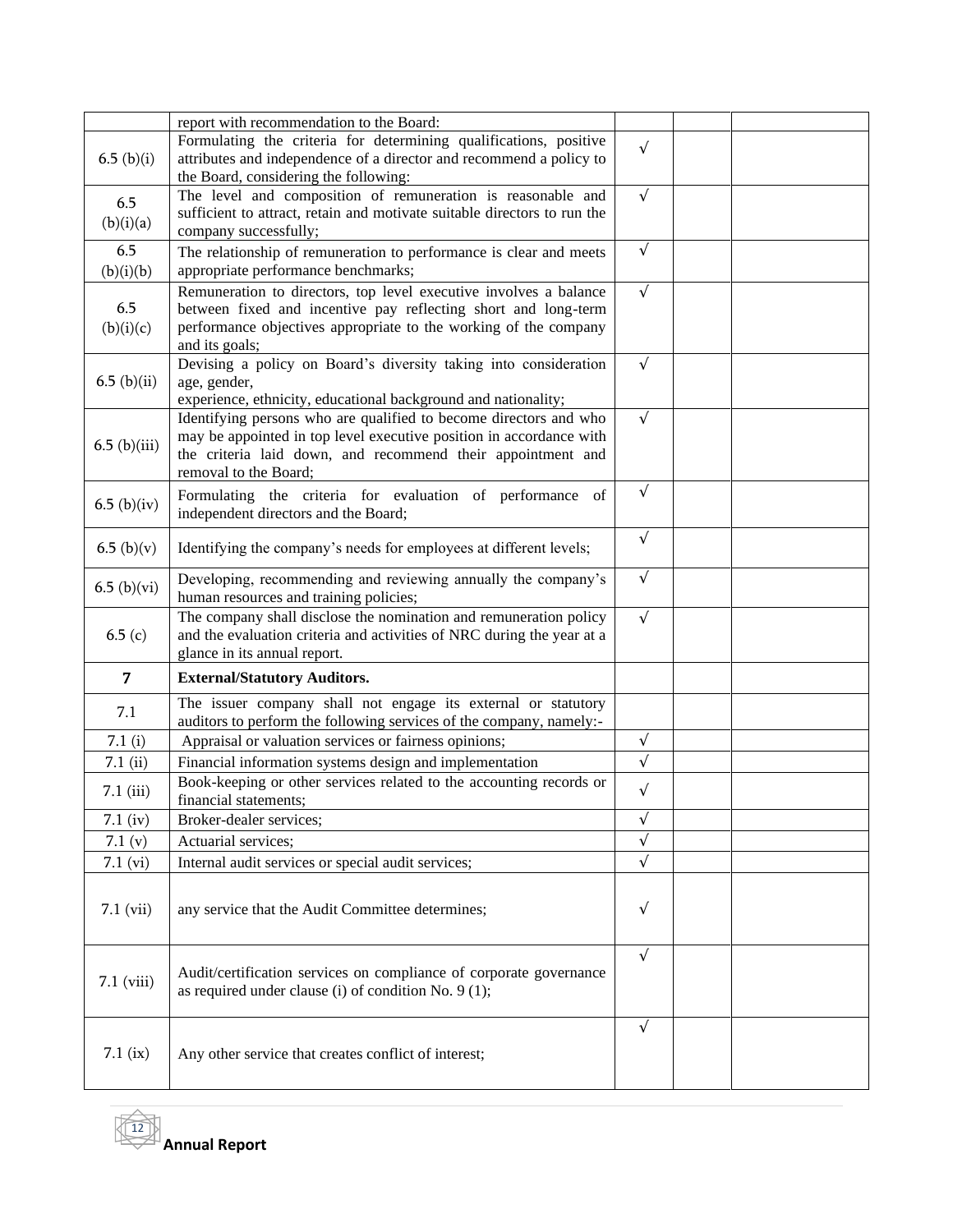| | | | | |
|---|---|---|---|---|
| | report with recommendation to the Board: | | | |
| 6.5 (b)(i) | Formulating the criteria for determining qualifications, positive attributes and independence of a director and recommend a policy to the Board, considering the following: | √ | | |
| 6.5 (b)(i)(a) | The level and composition of remuneration is reasonable and sufficient to attract, retain and motivate suitable directors to run the company successfully; | √ | | |
| 6.5 (b)(i)(b) | The relationship of remuneration to performance is clear and meets appropriate performance benchmarks; | √ | | |
| 6.5 (b)(i)(c) | Remuneration to directors, top level executive involves a balance between fixed and incentive pay reflecting short and long-term performance objectives appropriate to the working of the company and its goals; | √ | | |
| 6.5 (b)(ii) | Devising a policy on Board's diversity taking into consideration age, gender, experience, ethnicity, educational background and nationality; | √ | | |
| 6.5 (b)(iii) | Identifying persons who are qualified to become directors and who may be appointed in top level executive position in accordance with the criteria laid down, and recommend their appointment and removal to the Board; | √ | | |
| 6.5 (b)(iv) | Formulating the criteria for evaluation of performance of independent directors and the Board; | √ | | |
| 6.5 (b)(v) | Identifying the company's needs for employees at different levels; | √ | | |
| 6.5 (b)(vi) | Developing, recommending and reviewing annually the company's human resources and training policies; | √ | | |
| 6.5 (c) | The company shall disclose the nomination and remuneration policy and the evaluation criteria and activities of NRC during the year at a glance in its annual report. | √ | | |
| **7** | **External/Statutory Auditors.** | | | |
| 7.1 | The issuer company shall not engage its external or statutory auditors to perform the following services of the company, namely:- | | | |
| 7.1 (i) | Appraisal or valuation services or fairness opinions; | √ | | |
| 7.1 (ii) | Financial information systems design and implementation | √ | | |
| 7.1 (iii) | Book-keeping or other services related to the accounting records or financial statements; | √ | | |
| 7.1 (iv) | Broker-dealer services; | √ | | |
| 7.1 (v) | Actuarial services; | √ | | |
| 7.1 (vi) | Internal audit services or special audit services; | √ | | |
| 7.1 (vii) | any service that the Audit Committee determines; | √ | | |
| 7.1 (viii) | Audit/certification services on compliance of corporate governance as required under clause (i) of condition No. 9 (1); | √ | | |
| 7.1 (ix) | Any other service that creates conflict of interest; | √ | | |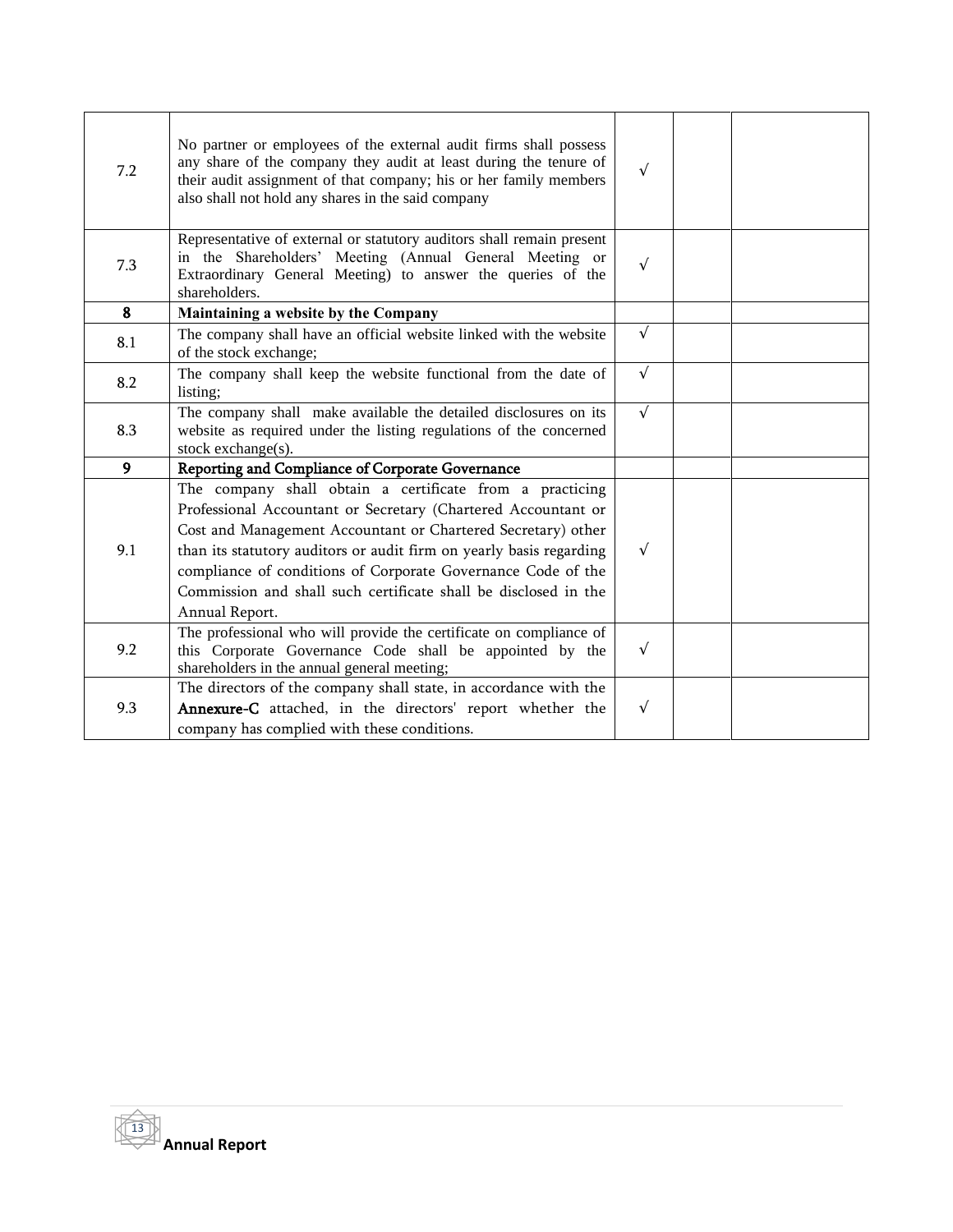| | | | | |
|---|---|---|---|---|
| 7.2 | No partner or employees of the external audit firms shall possess any share of the company they audit at least during the tenure of their audit assignment of that company; his or her family members also shall not hold any shares in the said company | √ | | |
| 7.3 | Representative of external or statutory auditors shall remain present in the Shareholders' Meeting (Annual General Meeting or Extraordinary General Meeting) to answer the queries of the shareholders. | √ | | |
| **8** | **Maintaining a website by the Company** | | | |
| 8.1 | The company shall have an official website linked with the website of the stock exchange; | √ | | |
| 8.2 | The company shall keep the website functional from the date of listing; | √ | | |
| 8.3 | The company shall make available the detailed disclosures on its website as required under the listing regulations of the concerned stock exchange(s). | √ | | |
| **9** | **Reporting and Compliance of Corporate Governance** | | | |
| 9.1 | The company shall obtain a certificate from a practicing Professional Accountant or Secretary (Chartered Accountant or Cost and Management Accountant or Chartered Secretary) other than its statutory auditors or audit firm on yearly basis regarding compliance of conditions of Corporate Governance Code of the Commission and shall such certificate shall be disclosed in the Annual Report. | √ | | |
| 9.2 | The professional who will provide the certificate on compliance of this Corporate Governance Code shall be appointed by the shareholders in the annual general meeting; | √ | | |
| 9.3 | The directors of the company shall state, in accordance with the **Annexure-C** attached, in the directors' report whether the company has complied with these conditions. | √ | | |